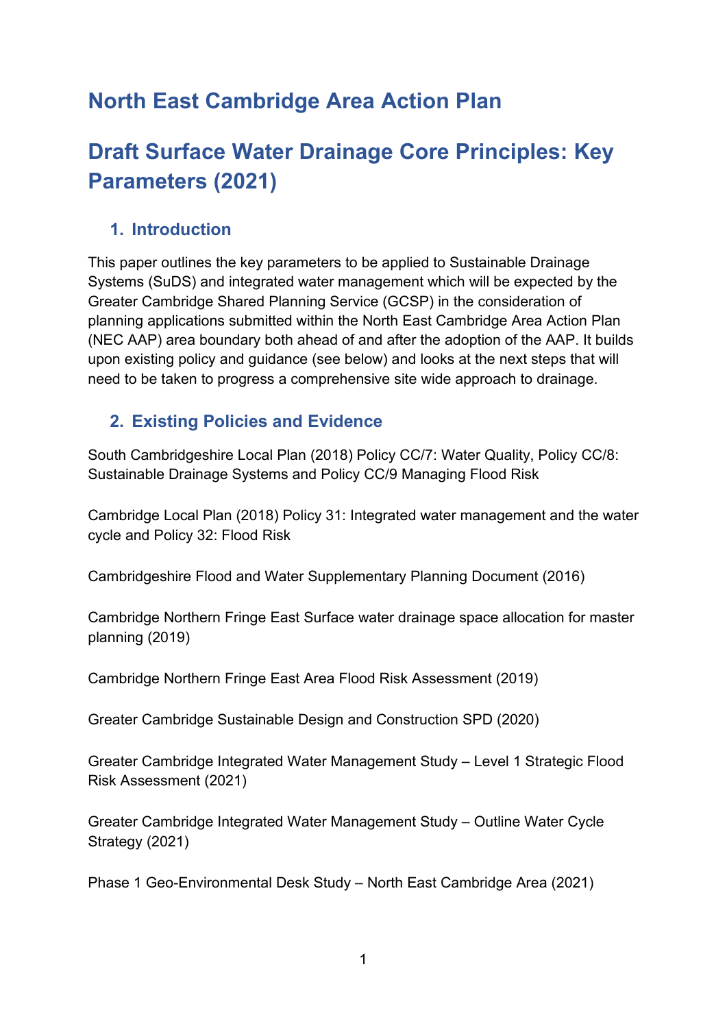# North East Cambridge Area Action Plan

# Draft Surface Water Drainage Core Principles: Key Parameters (2021)

## 1. Introduction

This paper outlines the key parameters to be applied to Sustainable Drainage Systems (SuDS) and integrated water management which will be expected by the Greater Cambridge Shared Planning Service (GCSP) in the consideration of planning applications submitted within the North East Cambridge Area Action Plan (NEC AAP) area boundary both ahead of and after the adoption of the AAP. It builds upon existing policy and guidance (see below) and looks at the next steps that will need to be taken to progress a comprehensive site wide approach to drainage.

## 2. Existing Policies and Evidence

South Cambridgeshire Local Plan (2018) Policy CC/7: Water Quality, Policy CC/8: Sustainable Drainage Systems and Policy CC/9 Managing Flood Risk

Cambridge Local Plan (2018) Policy 31: Integrated water management and the water cycle and Policy 32: Flood Risk

Cambridgeshire Flood and Water Supplementary Planning Document (2016)

Cambridge Northern Fringe East Surface water drainage space allocation for master planning (2019)

Cambridge Northern Fringe East Area Flood Risk Assessment (2019)

Greater Cambridge Sustainable Design and Construction SPD (2020)

Greater Cambridge Integrated Water Management Study – Level 1 Strategic Flood Risk Assessment (2021)

Greater Cambridge Integrated Water Management Study – Outline Water Cycle Strategy (2021)

Phase 1 Geo-Environmental Desk Study – North East Cambridge Area (2021)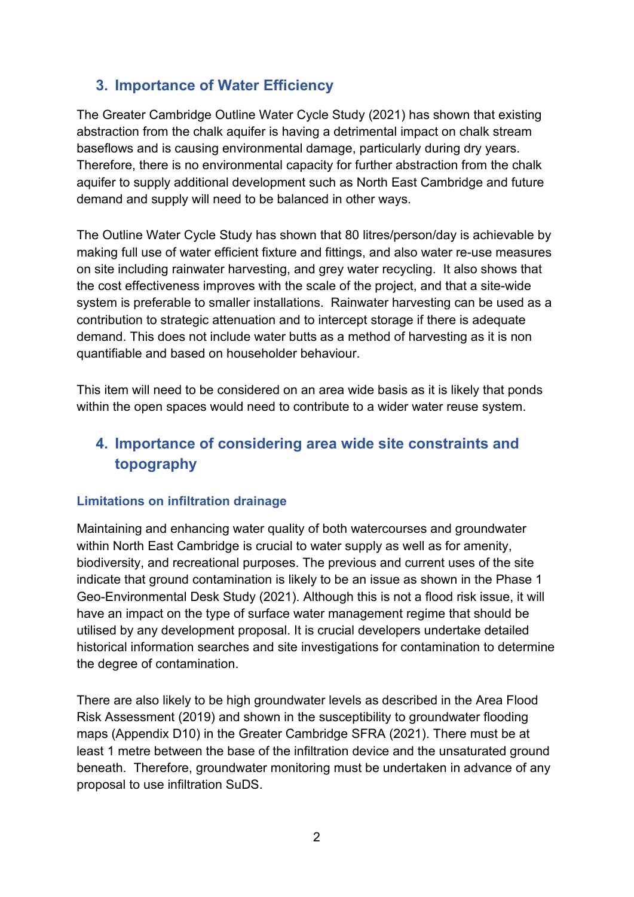## 3. Importance of Water Efficiency

The Greater Cambridge Outline Water Cycle Study (2021) has shown that existing abstraction from the chalk aquifer is having a detrimental impact on chalk stream baseflows and is causing environmental damage, particularly during dry years. Therefore, there is no environmental capacity for further abstraction from the chalk aquifer to supply additional development such as North East Cambridge and future demand and supply will need to be balanced in other ways.

The Outline Water Cycle Study has shown that 80 litres/person/day is achievable by making full use of water efficient fixture and fittings, and also water re-use measures on site including rainwater harvesting, and grey water recycling. It also shows that the cost effectiveness improves with the scale of the project, and that a site-wide system is preferable to smaller installations. Rainwater harvesting can be used as a contribution to strategic attenuation and to intercept storage if there is adequate demand. This does not include water butts as a method of harvesting as it is non quantifiable and based on householder behaviour.

This item will need to be considered on an area wide basis as it is likely that ponds within the open spaces would need to contribute to a wider water reuse system.

## 4. Importance of considering area wide site constraints and topography

### Limitations on infiltration drainage

Maintaining and enhancing water quality of both watercourses and groundwater within North East Cambridge is crucial to water supply as well as for amenity, biodiversity, and recreational purposes. The previous and current uses of the site indicate that ground contamination is likely to be an issue as shown in the Phase 1 Geo-Environmental Desk Study (2021). Although this is not a flood risk issue, it will have an impact on the type of surface water management regime that should be utilised by any development proposal. It is crucial developers undertake detailed historical information searches and site investigations for contamination to determine the degree of contamination.

There are also likely to be high groundwater levels as described in the Area Flood Risk Assessment (2019) and shown in the susceptibility to groundwater flooding maps (Appendix D10) in the Greater Cambridge SFRA (2021). There must be at least 1 metre between the base of the infiltration device and the unsaturated ground beneath. Therefore, groundwater monitoring must be undertaken in advance of any proposal to use infiltration SuDS.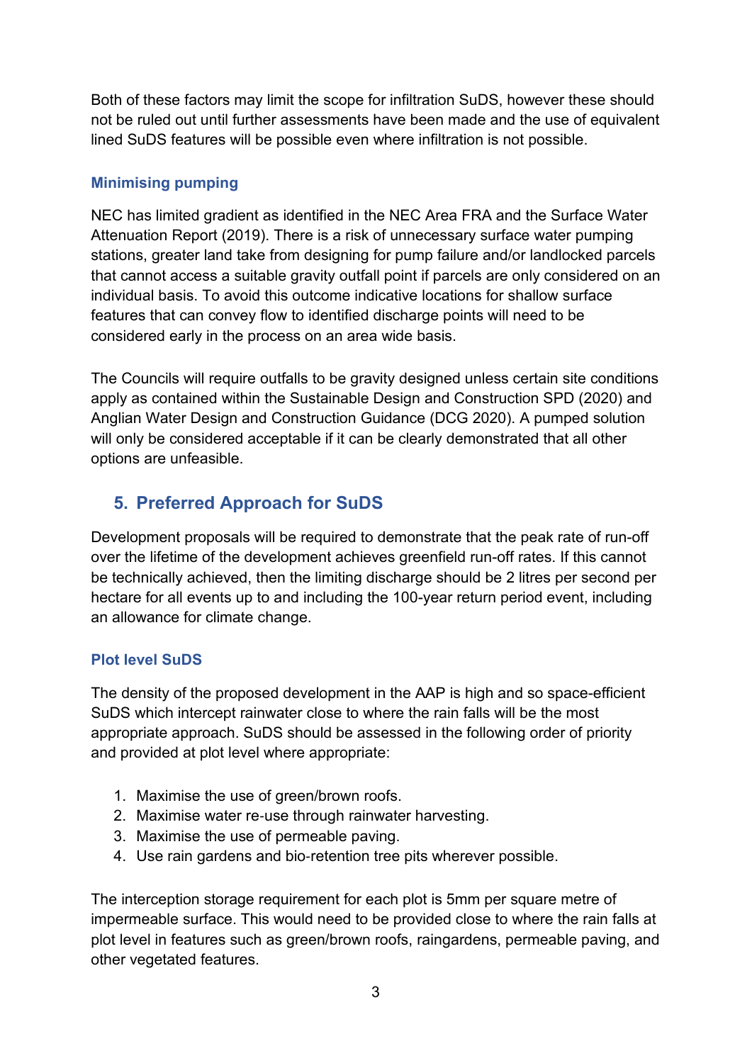Both of these factors may limit the scope for infiltration SuDS, however these should not be ruled out until further assessments have been made and the use of equivalent lined SuDS features will be possible even where infiltration is not possible.

### Minimising pumping

NEC has limited gradient as identified in the NEC Area FRA and the Surface Water Attenuation Report (2019). There is a risk of unnecessary surface water pumping stations, greater land take from designing for pump failure and/or landlocked parcels that cannot access a suitable gravity outfall point if parcels are only considered on an individual basis. To avoid this outcome indicative locations for shallow surface features that can convey flow to identified discharge points will need to be considered early in the process on an area wide basis.

The Councils will require outfalls to be gravity designed unless certain site conditions apply as contained within the Sustainable Design and Construction SPD (2020) and Anglian Water Design and Construction Guidance (DCG 2020). A pumped solution will only be considered acceptable if it can be clearly demonstrated that all other options are unfeasible.

## 5. Preferred Approach for SuDS

Development proposals will be required to demonstrate that the peak rate of run-off over the lifetime of the development achieves greenfield run-off rates. If this cannot be technically achieved, then the limiting discharge should be 2 litres per second per hectare for all events up to and including the 100-year return period event, including an allowance for climate change.

### Plot level SuDS

The density of the proposed development in the AAP is high and so space-efficient SuDS which intercept rainwater close to where the rain falls will be the most appropriate approach. SuDS should be assessed in the following order of priority and provided at plot level where appropriate:

1. Maximise the use of green/brown roofs.
2. Maximise water re-use through rainwater harvesting.
3. Maximise the use of permeable paving.
4. Use rain gardens and bio-retention tree pits wherever possible.

The interception storage requirement for each plot is 5mm per square metre of impermeable surface. This would need to be provided close to where the rain falls at plot level in features such as green/brown roofs, raingardens, permeable paving, and other vegetated features.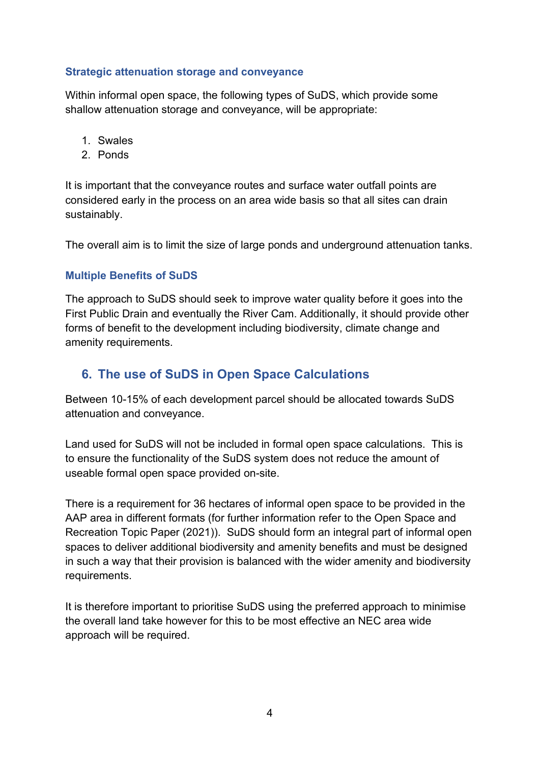### Strategic attenuation storage and conveyance

Within informal open space, the following types of SuDS, which provide some shallow attenuation storage and conveyance, will be appropriate:

1. Swales
2. Ponds

It is important that the conveyance routes and surface water outfall points are considered early in the process on an area wide basis so that all sites can drain sustainably.

The overall aim is to limit the size of large ponds and underground attenuation tanks.

### Multiple Benefits of SuDS

The approach to SuDS should seek to improve water quality before it goes into the First Public Drain and eventually the River Cam. Additionally, it should provide other forms of benefit to the development including biodiversity, climate change and amenity requirements.

## 6. The use of SuDS in Open Space Calculations

Between 10-15% of each development parcel should be allocated towards SuDS attenuation and conveyance.

Land used for SuDS will not be included in formal open space calculations. This is to ensure the functionality of the SuDS system does not reduce the amount of useable formal open space provided on-site.

There is a requirement for 36 hectares of informal open space to be provided in the AAP area in different formats (for further information refer to the Open Space and Recreation Topic Paper (2021)). SuDS should form an integral part of informal open spaces to deliver additional biodiversity and amenity benefits and must be designed in such a way that their provision is balanced with the wider amenity and biodiversity requirements.

It is therefore important to prioritise SuDS using the preferred approach to minimise the overall land take however for this to be most effective an NEC area wide approach will be required.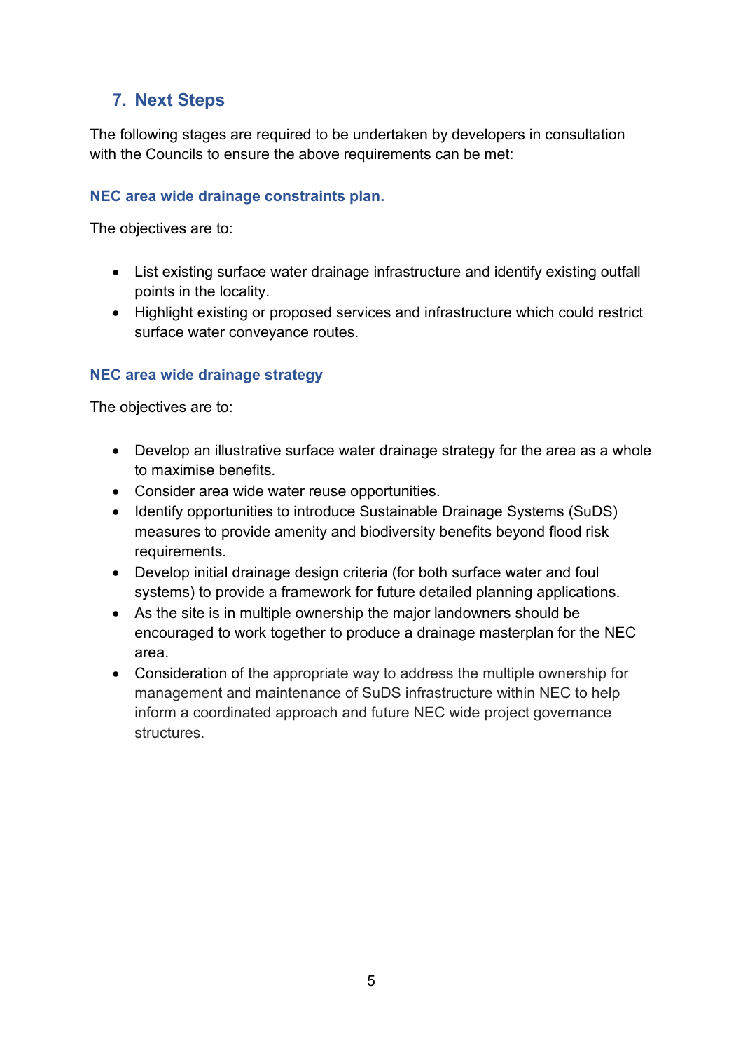## 7. Next Steps

The following stages are required to be undertaken by developers in consultation with the Councils to ensure the above requirements can be met:

### NEC area wide drainage constraints plan.

The objectives are to:

- List existing surface water drainage infrastructure and identify existing outfall points in the locality.
- Highlight existing or proposed services and infrastructure which could restrict surface water conveyance routes.

### NEC area wide drainage strategy

The objectives are to:

- Develop an illustrative surface water drainage strategy for the area as a whole to maximise benefits.
- Consider area wide water reuse opportunities.
- Identify opportunities to introduce Sustainable Drainage Systems (SuDS) measures to provide amenity and biodiversity benefits beyond flood risk requirements.
- Develop initial drainage design criteria (for both surface water and foul systems) to provide a framework for future detailed planning applications.
- As the site is in multiple ownership the major landowners should be encouraged to work together to produce a drainage masterplan for the NEC area.
- Consideration of the appropriate way to address the multiple ownership for management and maintenance of SuDS infrastructure within NEC to help inform a coordinated approach and future NEC wide project governance structures.